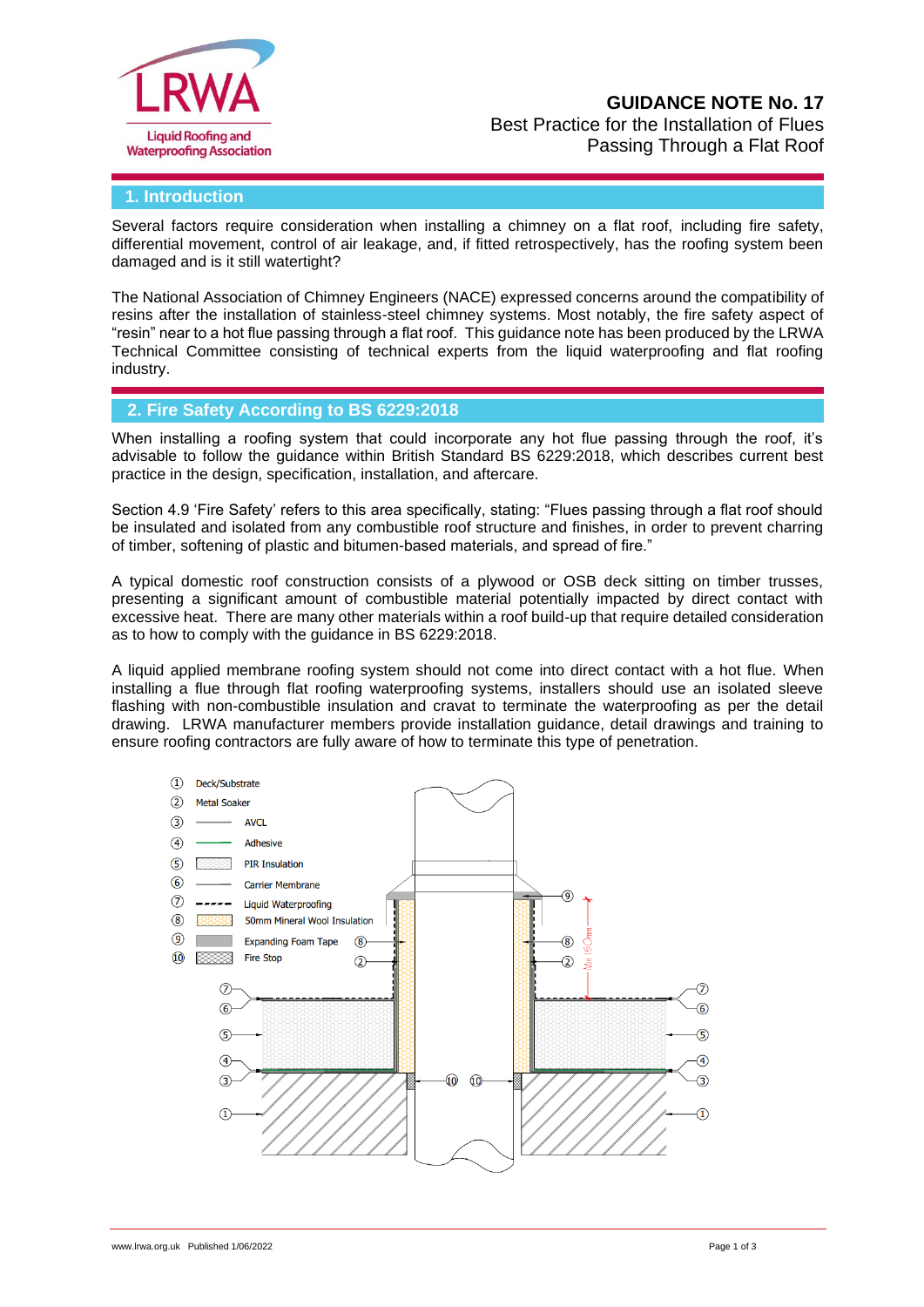LRWA

Liquid Roofing and Waterproofing Association

# GUIDANCE NOTE No. 17

Best Practice for the Installation of Flues Passing Through a Flat Roof

## 1. Introduction

Several factors require consideration when installing a chimney on a flat roof, including fire safety, differential movement, control of air leakage, and, if fitted retrospectively, has the roofing system been damaged and is it still watertight?

The National Association of Chimney Engineers (NACE) expressed concerns around the compatibility of resins after the installation of stainless-steel chimney systems. Most notably, the fire safety aspect of "resin" near to a hot flue passing through a flat roof. This guidance note has been produced by the LRWA Technical Committee consisting of technical experts from the liquid waterproofing and flat roofing industry.

## 2. Fire Safety According to BS 6229:2018

When installing a roofing system that could incorporate any hot flue passing through the roof, it's advisable to follow the guidance within British Standard BS 6229:2018, which describes current best practice in the design, specification, installation, and aftercare.

Section 4.9 'Fire Safety' refers to this area specifically, stating: "Flues passing through a flat roof should be insulated and isolated from any combustible roof structure and finishes, in order to prevent charring of timber, softening of plastic and bitumen-based materials, and spread of fire."

A typical domestic roof construction consists of a plywood or OSB deck sitting on timber trusses, presenting a significant amount of combustible material potentially impacted by direct contact with excessive heat. There are many other materials within a roof build-up that require detailed consideration as to how to comply with the guidance in BS 6229:2018.

A liquid applied membrane roofing system should not come into direct contact with a hot flue. When installing a flue through flat roofing waterproofing systems, installers should use an isolated sleeve flashing with non-combustible insulation and cravat to terminate the waterproofing as per the detail drawing. LRWA manufacturer members provide installation guidance, detail drawings and training to ensure roofing contractors are fully aware of how to terminate this type of penetration.

1. Deck/Substrate
2. Metal Soaker
3. AVCL
4. Adhesive
5. PIR Insulation
6. Carrier Membrane
7. Liquid Waterproofing
8. 50mm Mineral Wool Insulation
9. Expanding Foam Tape
10. Fire Stop

Min 150mm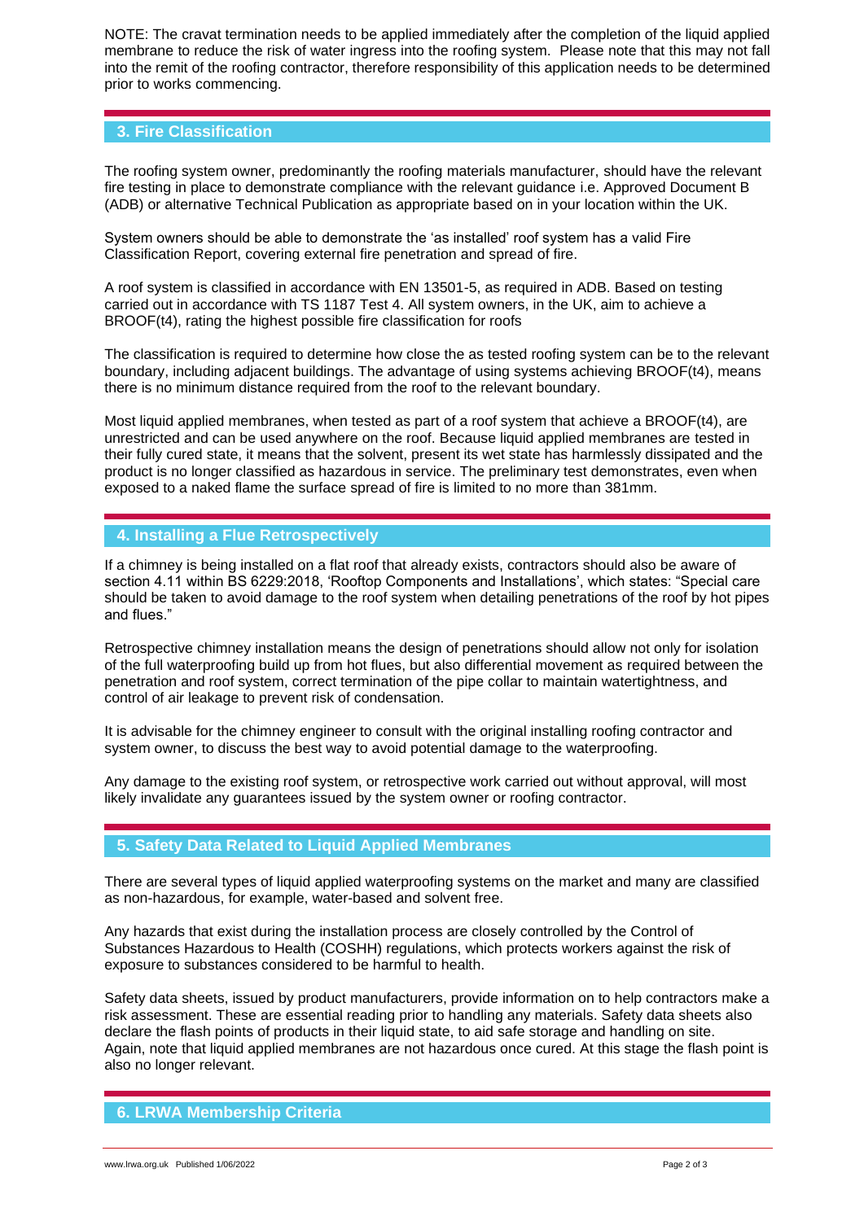NOTE: The cravat termination needs to be applied immediately after the completion of the liquid applied membrane to reduce the risk of water ingress into the roofing system. Please note that this may not fall into the remit of the roofing contractor, therefore responsibility of this application needs to be determined prior to works commencing.

## 3. Fire Classification

The roofing system owner, predominantly the roofing materials manufacturer, should have the relevant fire testing in place to demonstrate compliance with the relevant guidance i.e. Approved Document B (ADB) or alternative Technical Publication as appropriate based on in your location within the UK.

System owners should be able to demonstrate the 'as installed' roof system has a valid Fire Classification Report, covering external fire penetration and spread of fire.

A roof system is classified in accordance with EN 13501-5, as required in ADB. Based on testing carried out in accordance with TS 1187 Test 4. All system owners, in the UK, aim to achieve a BROOF(t4), rating the highest possible fire classification for roofs

The classification is required to determine how close the as tested roofing system can be to the relevant boundary, including adjacent buildings. The advantage of using systems achieving BROOF(t4), means there is no minimum distance required from the roof to the relevant boundary.

Most liquid applied membranes, when tested as part of a roof system that achieve a BROOF(t4), are unrestricted and can be used anywhere on the roof. Because liquid applied membranes are tested in their fully cured state, it means that the solvent, present its wet state has harmlessly dissipated and the product is no longer classified as hazardous in service. The preliminary test demonstrates, even when exposed to a naked flame the surface spread of fire is limited to no more than 381mm.

## 4. Installing a Flue Retrospectively

If a chimney is being installed on a flat roof that already exists, contractors should also be aware of section 4.11 within BS 6229:2018, 'Rooftop Components and Installations', which states: "Special care should be taken to avoid damage to the roof system when detailing penetrations of the roof by hot pipes and flues."

Retrospective chimney installation means the design of penetrations should allow not only for isolation of the full waterproofing build up from hot flues, but also differential movement as required between the penetration and roof system, correct termination of the pipe collar to maintain watertightness, and control of air leakage to prevent risk of condensation.

It is advisable for the chimney engineer to consult with the original installing roofing contractor and system owner, to discuss the best way to avoid potential damage to the waterproofing.

Any damage to the existing roof system, or retrospective work carried out without approval, will most likely invalidate any guarantees issued by the system owner or roofing contractor.

## 5. Safety Data Related to Liquid Applied Membranes

There are several types of liquid applied waterproofing systems on the market and many are classified as non-hazardous, for example, water-based and solvent free.

Any hazards that exist during the installation process are closely controlled by the Control of Substances Hazardous to Health (COSHH) regulations, which protects workers against the risk of exposure to substances considered to be harmful to health.

Safety data sheets, issued by product manufacturers, provide information on to help contractors make a risk assessment. These are essential reading prior to handling any materials. Safety data sheets also declare the flash points of products in their liquid state, to aid safe storage and handling on site. Again, note that liquid applied membranes are not hazardous once cured. At this stage the flash point is also no longer relevant.

## 6. LRWA Membership Criteria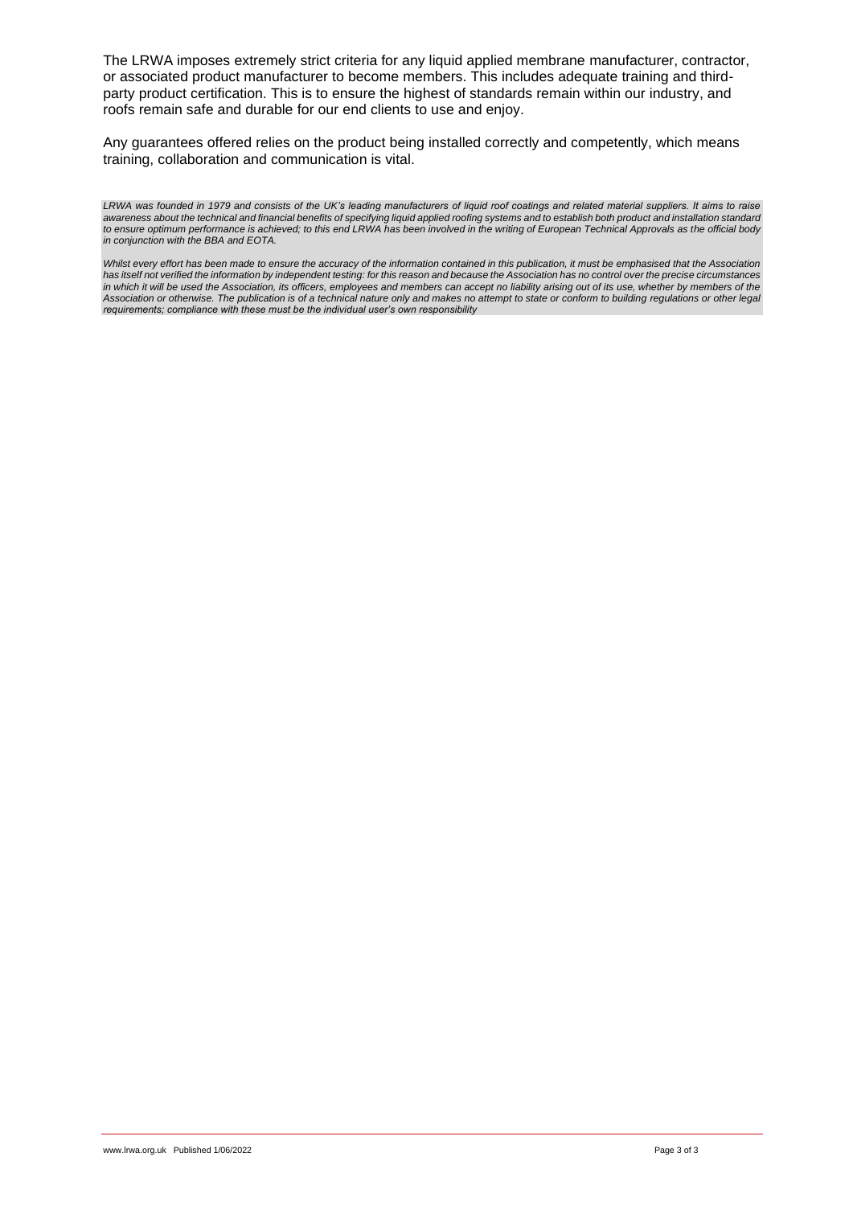The LRWA imposes extremely strict criteria for any liquid applied membrane manufacturer, contractor, or associated product manufacturer to become members. This includes adequate training and third-party product certification. This is to ensure the highest of standards remain within our industry, and roofs remain safe and durable for our end clients to use and enjoy.

Any guarantees offered relies on the product being installed correctly and competently, which means training, collaboration and communication is vital.

*LRWA was founded in 1979 and consists of the UK's leading manufacturers of liquid roof coatings and related material suppliers. It aims to raise awareness about the technical and financial benefits of specifying liquid applied roofing systems and to establish both product and installation standard to ensure optimum performance is achieved; to this end LRWA has been involved in the writing of European Technical Approvals as the official body in conjunction with the BBA and EOTA.*

*Whilst every effort has been made to ensure the accuracy of the information contained in this publication, it must be emphasised that the Association has itself not verified the information by independent testing: for this reason and because the Association has no control over the precise circumstances in which it will be used the Association, its officers, employees and members can accept no liability arising out of its use, whether by members of the Association or otherwise. The publication is of a technical nature only and makes no attempt to state or conform to building regulations or other legal requirements; compliance with these must be the individual user's own responsibility*

www.lrwa.org.uk Published 1/06/2022